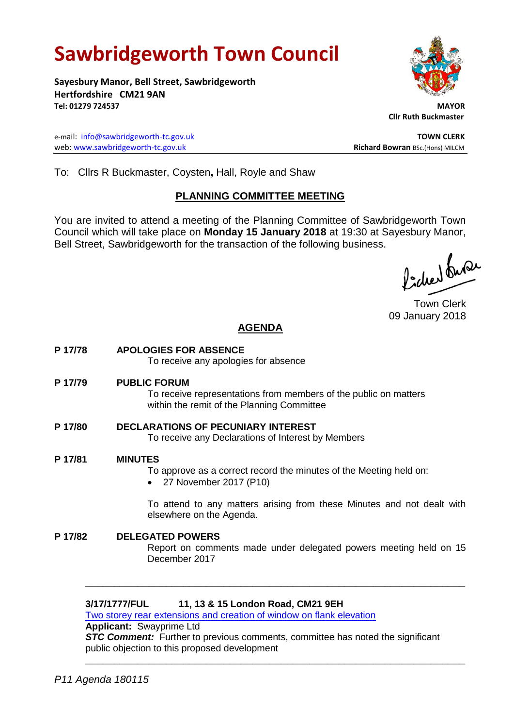# Sawbridgeworth Town Council

**Sayesbury Manor, Bell Street, Sawbridgeworth**
**Hertfordshire CM21 9AN**
**Tel: 01279 724537**

**MAYOR**
**Cllr Ruth Buckmaster**

e-mail: info@sawbridgeworth-tc.gov.uk
web: www.sawbridgeworth-tc.gov.uk

**TOWN CLERK**
**Richard Bowran** BSc.(Hons) MILCM

To: Cllrs R Buckmaster, Coysten**,** Hall, Royle and Shaw

## PLANNING COMMITTEE MEETING

You are invited to attend a meeting of the Planning Committee of Sawbridgeworth Town Council which will take place on **Monday 15 January 2018** at 19:30 at Sayesbury Manor, Bell Street, Sawbridgeworth for the transaction of the following business.

Town Clerk
09 January 2018

## AGENDA

**P 17/78 APOLOGIES FOR ABSENCE**
To receive any apologies for absence

**P 17/79 PUBLIC FORUM**
To receive representations from members of the public on matters within the remit of the Planning Committee

**P 17/80 DECLARATIONS OF PECUNIARY INTEREST**
To receive any Declarations of Interest by Members

**P 17/81 MINUTES**
To approve as a correct record the minutes of the Meeting held on:

- 27 November 2017 (P10)

To attend to any matters arising from these Minutes and not dealt with elsewhere on the Agenda.

**P 17/82 DELEGATED POWERS**
Report on comments made under delegated powers meeting held on 15 December 2017

---

**3/17/1777/FUL 11, 13 & 15 London Road, CM21 9EH**
Two storey rear extensions and creation of window on flank elevation
**Applicant:** Swayprime Ltd
***STC Comment:*** Further to previous comments, committee has noted the significant public objection to this proposed development

---

*P11 Agenda 180115*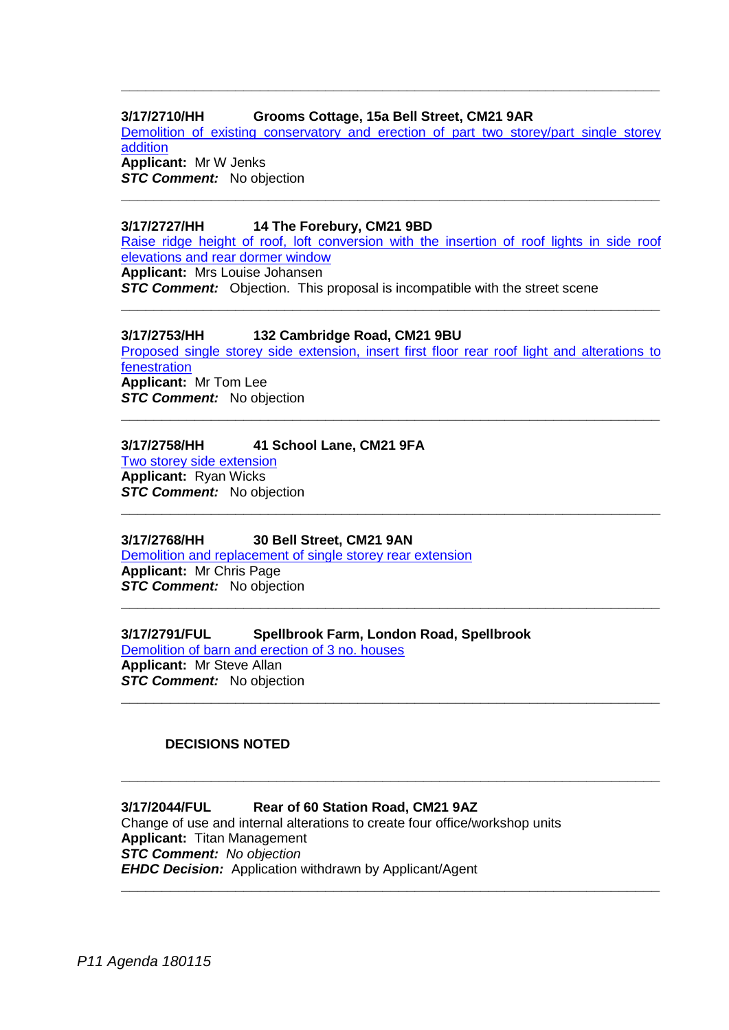---

**3/17/2710/HH Grooms Cottage, 15a Bell Street, CM21 9AR**

Demolition of existing conservatory and erection of part two storey/part single storey addition

**Applicant:** Mr W Jenks

***STC Comment:*** No objection

---

**3/17/2727/HH 14 The Forebury, CM21 9BD**

Raise ridge height of roof, loft conversion with the insertion of roof lights in side roof elevations and rear dormer window

**Applicant:** Mrs Louise Johansen

***STC Comment:*** Objection. This proposal is incompatible with the street scene

---

**3/17/2753/HH 132 Cambridge Road, CM21 9BU**

Proposed single storey side extension, insert first floor rear roof light and alterations to fenestration

**Applicant:** Mr Tom Lee

***STC Comment:*** No objection

---

**3/17/2758/HH 41 School Lane, CM21 9FA**

Two storey side extension

**Applicant:** Ryan Wicks

***STC Comment:*** No objection

---

**3/17/2768/HH 30 Bell Street, CM21 9AN**

Demolition and replacement of single storey rear extension

**Applicant:** Mr Chris Page

***STC Comment:*** No objection

---

**3/17/2791/FUL Spellbrook Farm, London Road, Spellbrook**

Demolition of barn and erection of 3 no. houses

**Applicant:** Mr Steve Allan

***STC Comment:*** No objection

---

**DECISIONS NOTED**

---

**3/17/2044/FUL Rear of 60 Station Road, CM21 9AZ**

Change of use and internal alterations to create four office/workshop units

**Applicant:** Titan Management

***STC Comment:*** *No objection*

***EHDC Decision:*** Application withdrawn by Applicant/Agent

---

*P11 Agenda 180115*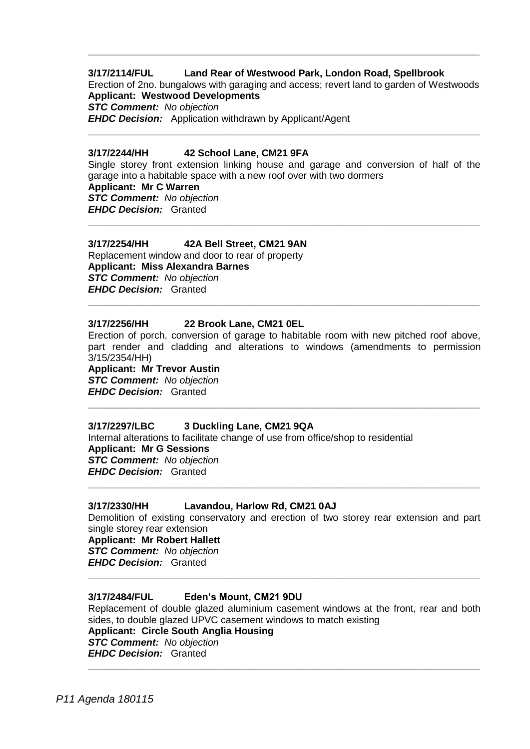---

**3/17/2114/FUL Land Rear of Westwood Park, London Road, Spellbrook**
Erection of 2no. bungalows with garaging and access; revert land to garden of Westwoods
**Applicant: Westwood Developments**
***STC Comment:*** *No objection*
***EHDC Decision:*** Application withdrawn by Applicant/Agent

---

**3/17/2244/HH 42 School Lane, CM21 9FA**
Single storey front extension linking house and garage and conversion of half of the garage into a habitable space with a new roof over with two dormers
**Applicant: Mr C Warren**
***STC Comment:*** *No objection*
***EHDC Decision:*** Granted

---

**3/17/2254/HH 42A Bell Street, CM21 9AN**
Replacement window and door to rear of property
**Applicant: Miss Alexandra Barnes**
***STC Comment:*** *No objection*
***EHDC Decision:*** Granted

---

**3/17/2256/HH 22 Brook Lane, CM21 0EL**
Erection of porch, conversion of garage to habitable room with new pitched roof above, part render and cladding and alterations to windows (amendments to permission 3/15/2354/HH)
**Applicant: Mr Trevor Austin**
***STC Comment:*** *No objection*
***EHDC Decision:*** Granted

---

**3/17/2297/LBC 3 Duckling Lane, CM21 9QA**
Internal alterations to facilitate change of use from office/shop to residential
**Applicant: Mr G Sessions**
***STC Comment:*** *No objection*
***EHDC Decision:*** Granted

---

**3/17/2330/HH Lavandou, Harlow Rd, CM21 0AJ**
Demolition of existing conservatory and erection of two storey rear extension and part single storey rear extension
**Applicant: Mr Robert Hallett**
***STC Comment:*** *No objection*
***EHDC Decision:*** Granted

---

**3/17/2484/FUL Eden's Mount, CM21 9DU**
Replacement of double glazed aluminium casement windows at the front, rear and both sides, to double glazed UPVC casement windows to match existing
**Applicant: Circle South Anglia Housing**
***STC Comment:*** *No objection*
***EHDC Decision:*** Granted

---

*P11 Agenda 180115*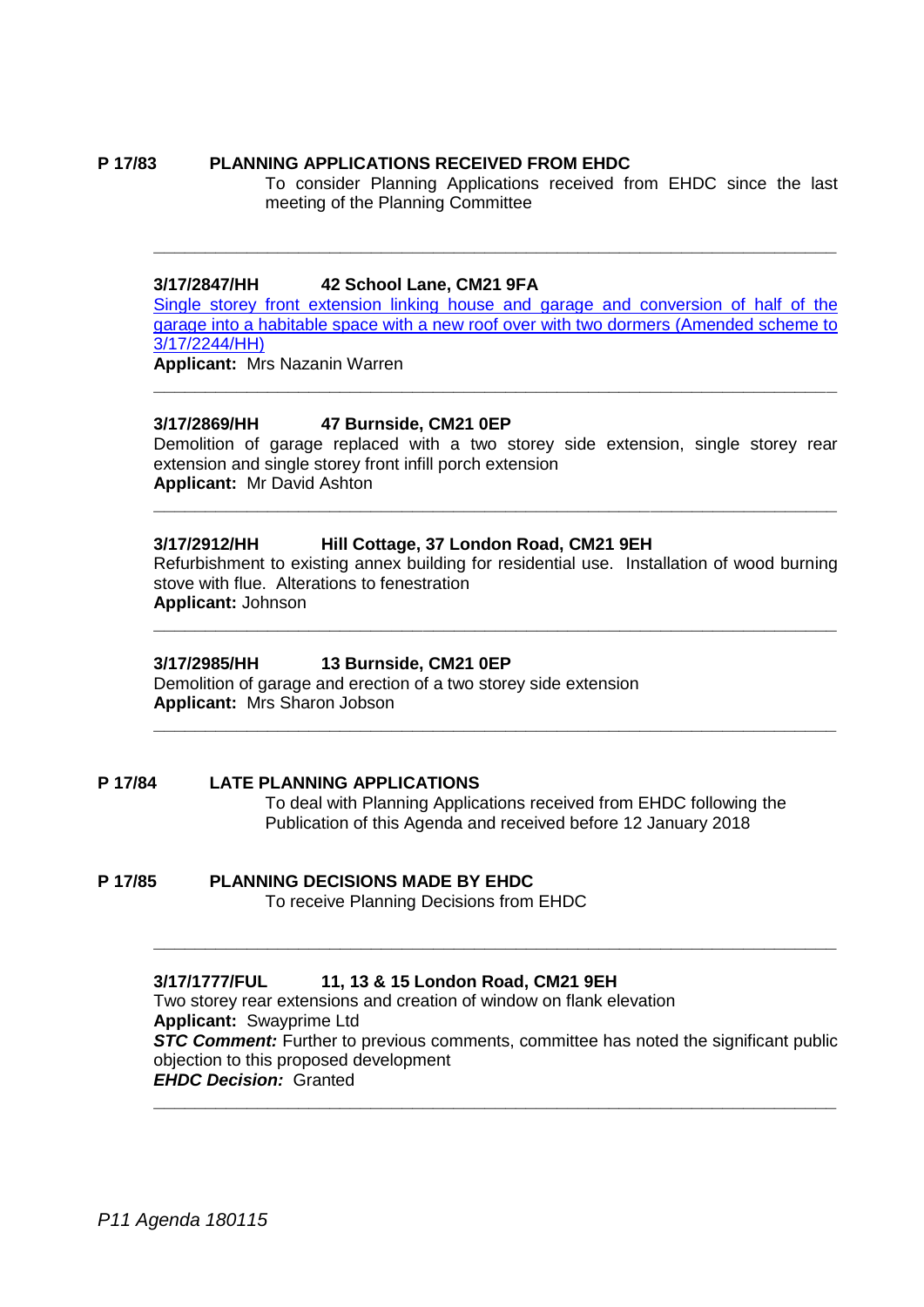**P 17/83 PLANNING APPLICATIONS RECEIVED FROM EHDC**

To consider Planning Applications received from EHDC since the last meeting of the Planning Committee

---

**3/17/2847/HH 42 School Lane, CM21 9FA**

Single storey front extension linking house and garage and conversion of half of the garage into a habitable space with a new roof over with two dormers (Amended scheme to 3/17/2244/HH)

**Applicant:** Mrs Nazanin Warren

---

**3/17/2869/HH 47 Burnside, CM21 0EP**

Demolition of garage replaced with a two storey side extension, single storey rear extension and single storey front infill porch extension

**Applicant:** Mr David Ashton

---

**3/17/2912/HH Hill Cottage, 37 London Road, CM21 9EH**

Refurbishment to existing annex building for residential use. Installation of wood burning stove with flue. Alterations to fenestration

**Applicant:** Johnson

---

**3/17/2985/HH 13 Burnside, CM21 0EP**

Demolition of garage and erection of a two storey side extension

**Applicant:** Mrs Sharon Jobson

---

**P 17/84 LATE PLANNING APPLICATIONS**

To deal with Planning Applications received from EHDC following the Publication of this Agenda and received before 12 January 2018

**P 17/85 PLANNING DECISIONS MADE BY EHDC**

To receive Planning Decisions from EHDC

---

**3/17/1777/FUL 11, 13 & 15 London Road, CM21 9EH**

Two storey rear extensions and creation of window on flank elevation

**Applicant:** Swayprime Ltd

***STC Comment:*** Further to previous comments, committee has noted the significant public objection to this proposed development

***EHDC Decision:*** Granted

---

*P11 Agenda 180115*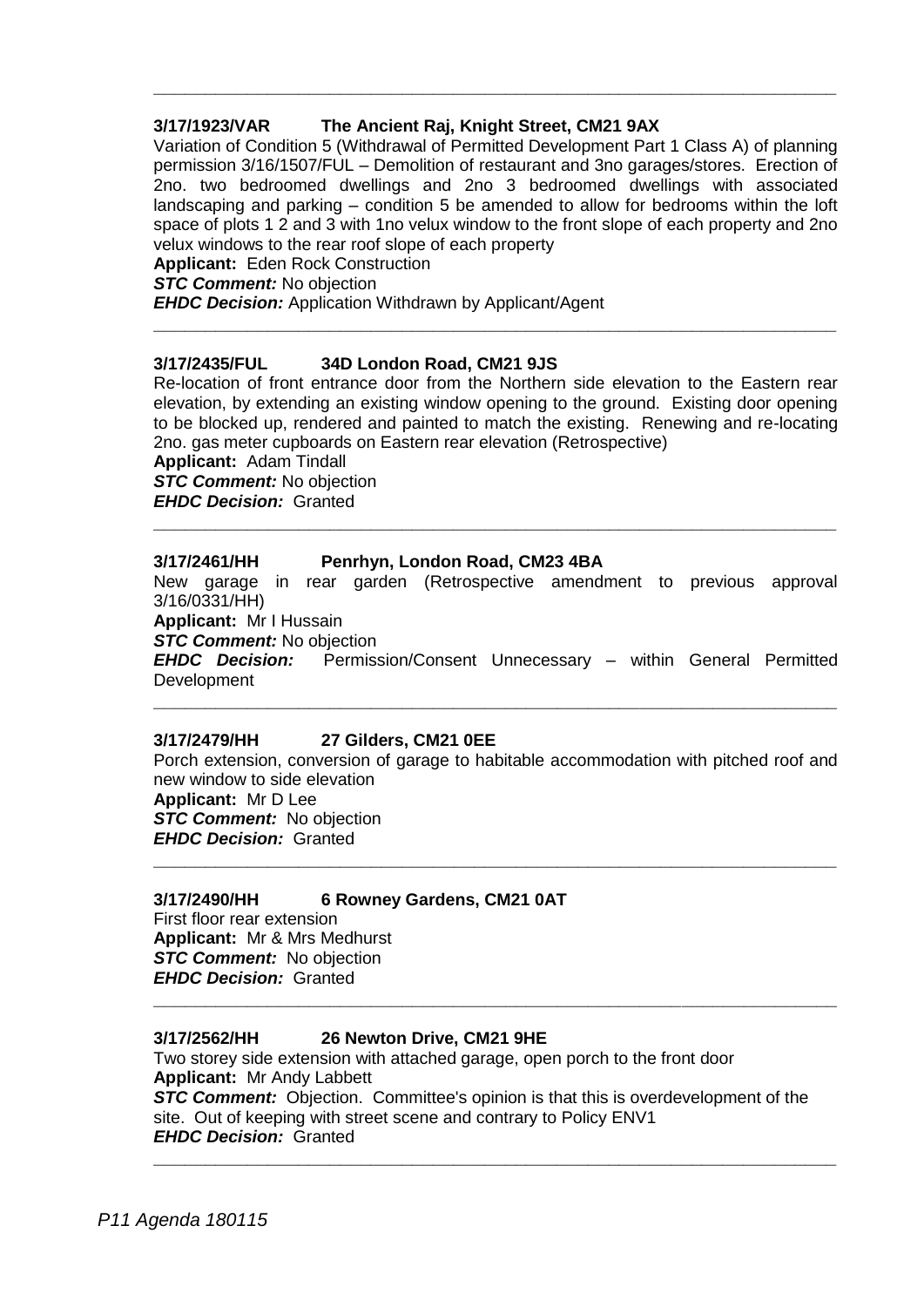---

**3/17/1923/VAR The Ancient Raj, Knight Street, CM21 9AX**

Variation of Condition 5 (Withdrawal of Permitted Development Part 1 Class A) of planning permission 3/16/1507/FUL – Demolition of restaurant and 3no garages/stores. Erection of 2no. two bedroomed dwellings and 2no 3 bedroomed dwellings with associated landscaping and parking – condition 5 be amended to allow for bedrooms within the loft space of plots 1 2 and 3 with 1no velux window to the front slope of each property and 2no velux windows to the rear roof slope of each property

**Applicant:** Eden Rock Construction
***STC Comment:*** No objection
***EHDC Decision:*** Application Withdrawn by Applicant/Agent

---

**3/17/2435/FUL 34D London Road, CM21 9JS**

Re-location of front entrance door from the Northern side elevation to the Eastern rear elevation, by extending an existing window opening to the ground. Existing door opening to be blocked up, rendered and painted to match the existing. Renewing and re-locating 2no. gas meter cupboards on Eastern rear elevation (Retrospective)

**Applicant:** Adam Tindall
***STC Comment:*** No objection
***EHDC Decision:*** Granted

---

**3/17/2461/HH Penrhyn, London Road, CM23 4BA**

New garage in rear garden (Retrospective amendment to previous approval 3/16/0331/HH)

**Applicant:** Mr I Hussain
***STC Comment:*** No objection
***EHDC Decision:*** Permission/Consent Unnecessary – within General Permitted Development

---

**3/17/2479/HH 27 Gilders, CM21 0EE**

Porch extension, conversion of garage to habitable accommodation with pitched roof and new window to side elevation

**Applicant:** Mr D Lee
***STC Comment:*** No objection
***EHDC Decision:*** Granted

---

**3/17/2490/HH 6 Rowney Gardens, CM21 0AT**

First floor rear extension

**Applicant:** Mr & Mrs Medhurst
***STC Comment:*** No objection
***EHDC Decision:*** Granted

---

**3/17/2562/HH 26 Newton Drive, CM21 9HE**

Two storey side extension with attached garage, open porch to the front door

**Applicant:** Mr Andy Labbett
***STC Comment:*** Objection. Committee's opinion is that this is overdevelopment of the site. Out of keeping with street scene and contrary to Policy ENV1
***EHDC Decision:*** Granted

---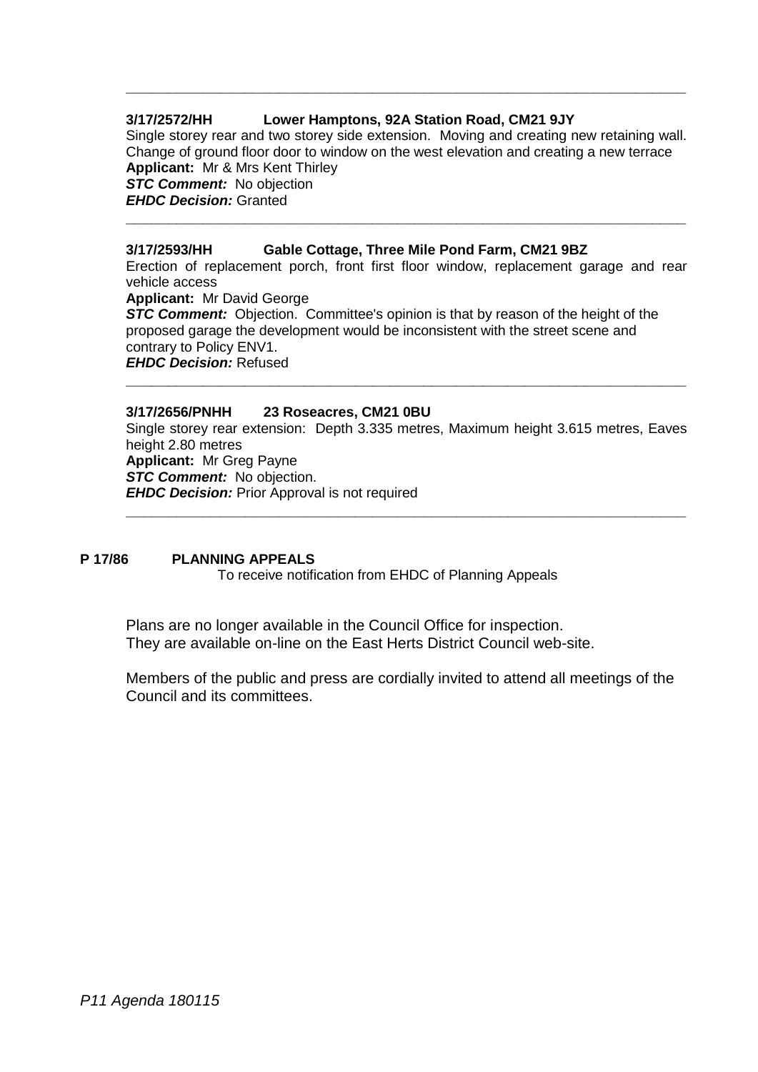---

**3/17/2572/HH Lower Hamptons, 92A Station Road, CM21 9JY**

Single storey rear and two storey side extension. Moving and creating new retaining wall. Change of ground floor door to window on the west elevation and creating a new terrace
**Applicant:** Mr & Mrs Kent Thirley
***STC Comment:*** No objection
***EHDC Decision:*** Granted

---

**3/17/2593/HH Gable Cottage, Three Mile Pond Farm, CM21 9BZ**

Erection of replacement porch, front first floor window, replacement garage and rear vehicle access
**Applicant:** Mr David George
***STC Comment:*** Objection. Committee's opinion is that by reason of the height of the proposed garage the development would be inconsistent with the street scene and contrary to Policy ENV1.
***EHDC Decision:*** Refused

---

**3/17/2656/PNHH 23 Roseacres, CM21 0BU**

Single storey rear extension: Depth 3.335 metres, Maximum height 3.615 metres, Eaves height 2.80 metres
**Applicant:** Mr Greg Payne
***STC Comment:*** No objection.
***EHDC Decision:*** Prior Approval is not required

---

**P 17/86 PLANNING APPEALS**

To receive notification from EHDC of Planning Appeals

Plans are no longer available in the Council Office for inspection.
They are available on-line on the East Herts District Council web-site.

Members of the public and press are cordially invited to attend all meetings of the Council and its committees.